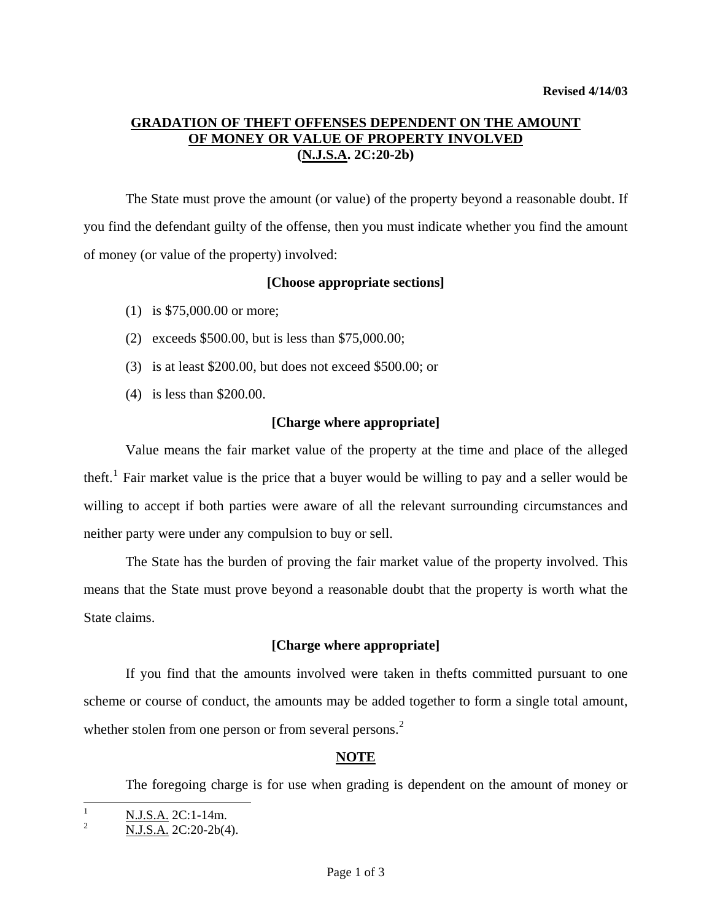**Revised 4/14/03**

## GRADATION OF THEFT OFFENSES DEPENDENT ON THE AMOUNT OF MONEY OR VALUE OF PROPERTY INVOLVED (N.J.S.A. 2C:20-2b)

The State must prove the amount (or value) of the property beyond a reasonable doubt. If you find the defendant guilty of the offense, then you must indicate whether you find the amount of money (or value of the property) involved:

**[Choose appropriate sections]**

(1) is $75,000.00 or more;

(2) exceeds $500.00, but is less than $75,000.00;

(3) is at least $200.00, but does not exceed $500.00; or

(4) is less than $200.00.

**[Charge where appropriate]**

Value means the fair market value of the property at the time and place of the alleged theft.[1] Fair market value is the price that a buyer would be willing to pay and a seller would be willing to accept if both parties were aware of all the relevant surrounding circumstances and neither party were under any compulsion to buy or sell.

The State has the burden of proving the fair market value of the property involved. This means that the State must prove beyond a reasonable doubt that the property is worth what the State claims.

**[Charge where appropriate]**

If you find that the amounts involved were taken in thefts committed pursuant to one scheme or course of conduct, the amounts may be added together to form a single total amount, whether stolen from one person or from several persons.[2]

**NOTE**

The foregoing charge is for use when grading is dependent on the amount of money or

---

[1] N.J.S.A. 2C:1-14m.

[2] N.J.S.A. 2C:20-2b(4).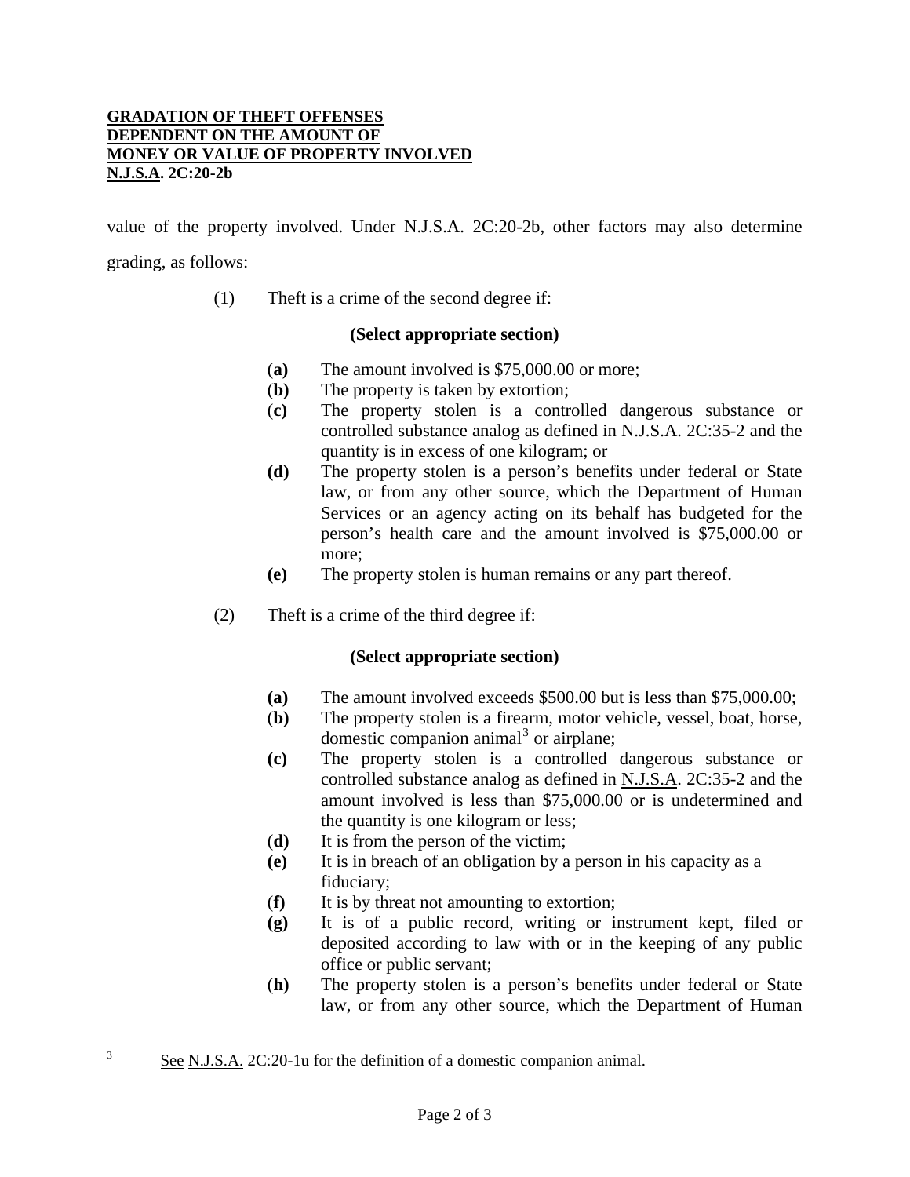**GRADATION OF THEFT OFFENSES**
**DEPENDENT ON THE AMOUNT OF**
**MONEY OR VALUE OF PROPERTY INVOLVED**
**N.J.S.A. 2C:20-2b**

value of the property involved. Under N.J.S.A. 2C:20-2b, other factors may also determine grading, as follows:

(1) Theft is a crime of the second degree if:

**(Select appropriate section)**

(**a**) The amount involved is $75,000.00 or more;
(**b**) The property is taken by extortion;
(**c**) The property stolen is a controlled dangerous substance or controlled substance analog as defined in N.J.S.A. 2C:35-2 and the quantity is in excess of one kilogram; or
**(d)** The property stolen is a person's benefits under federal or State law, or from any other source, which the Department of Human Services or an agency acting on its behalf has budgeted for the person's health care and the amount involved is $75,000.00 or more;
**(e)** The property stolen is human remains or any part thereof.

(2) Theft is a crime of the third degree if:

**(Select appropriate section)**

**(a)** The amount involved exceeds $500.00 but is less than $75,000.00;
(**b**) The property stolen is a firearm, motor vehicle, vessel, boat, horse, domestic companion animal[3] or airplane;
**(c)** The property stolen is a controlled dangerous substance or controlled substance analog as defined in N.J.S.A. 2C:35-2 and the amount involved is less than $75,000.00 or is undetermined and the quantity is one kilogram or less;
(**d**) It is from the person of the victim;
**(e)** It is in breach of an obligation by a person in his capacity as a fiduciary;
(**f**) It is by threat not amounting to extortion;
**(g)** It is of a public record, writing or instrument kept, filed or deposited according to law with or in the keeping of any public office or public servant;
(**h**) The property stolen is a person's benefits under federal or State law, or from any other source, which the Department of Human

[3] See N.J.S.A. 2C:20-1u for the definition of a domestic companion animal.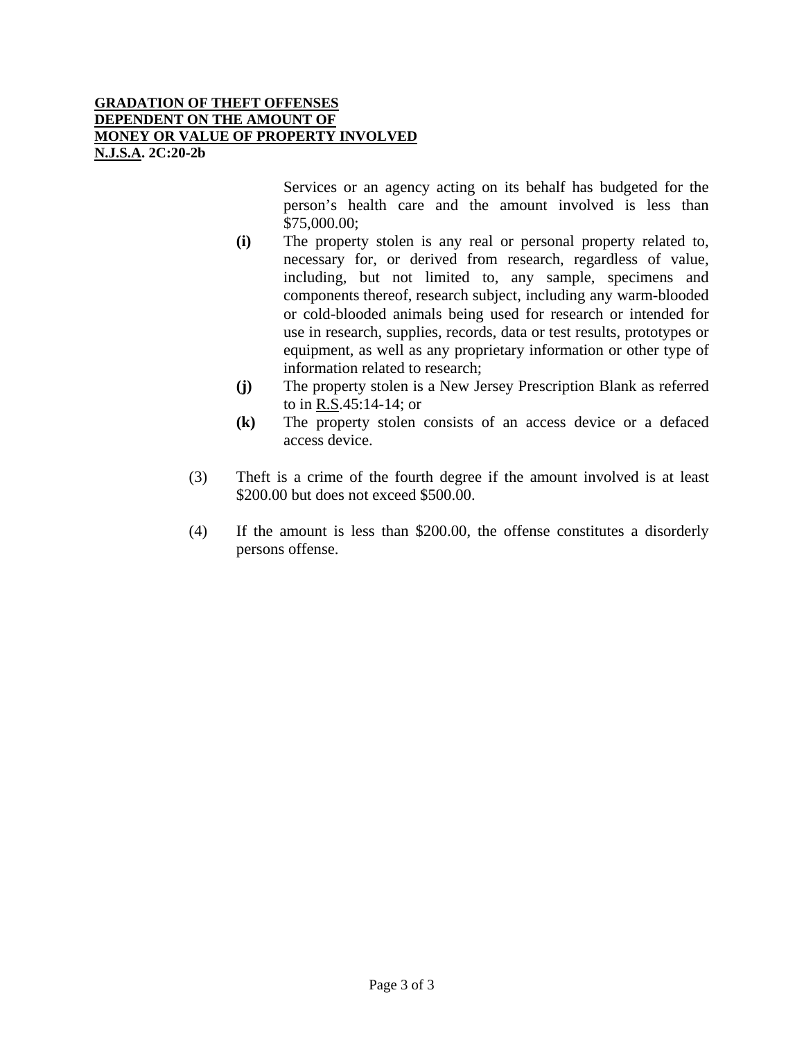Services or an agency acting on its behalf has budgeted for the person's health care and the amount involved is less than $75,000.00;

**(i)** The property stolen is any real or personal property related to, necessary for, or derived from research, regardless of value, including, but not limited to, any sample, specimens and components thereof, research subject, including any warm-blooded or cold-blooded animals being used for research or intended for use in research, supplies, records, data or test results, prototypes or equipment, as well as any proprietary information or other type of information related to research;

**(j)** The property stolen is a New Jersey Prescription Blank as referred to in R.S.45:14-14; or

**(k)** The property stolen consists of an access device or a defaced access device.

(3) Theft is a crime of the fourth degree if the amount involved is at least $200.00 but does not exceed $500.00.

(4) If the amount is less than $200.00, the offense constitutes a disorderly persons offense.